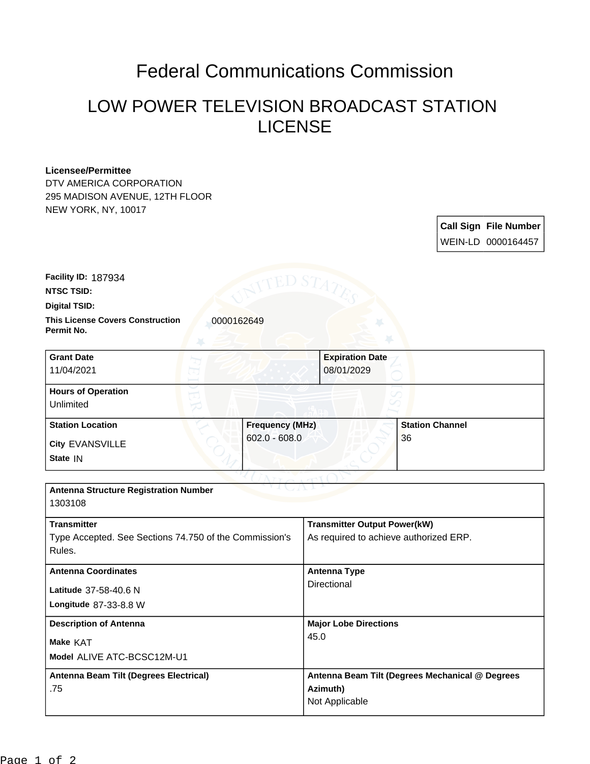# Federal Communications Commission

## LOW POWER TELEVISION BROADCAST STATION LICENSE

**Licensee/Permittee**
DTV AMERICA CORPORATION
295 MADISON AVENUE, 12TH FLOOR
NEW YORK, NY, 10017

| Call Sign | File Number |
| --- | --- |
| WEIN-LD | 0000164457 |

**Facility ID:** 187934

**NTSC TSID:**

**Digital TSID:**

**This License Covers Construction Permit No.** 0000162649

| Grant Date | Expiration Date |
| --- | --- |
| 11/04/2021 | 08/01/2029 |

| Hours of Operation |
| --- |
| Unlimited |

| Station Location | Frequency (MHz) | Station Channel |
| --- | --- | --- |
| City EVANSVILLE<br>State IN | 602.0 - 608.0 | 36 |

| Antenna Structure Registration Number | |
| --- | --- |
| 1303108 | |
| **Transmitter** | **Transmitter Output Power(kW)** |
| Type Accepted. See Sections 74.750 of the Commission's Rules. | As required to achieve authorized ERP. |
| **Antenna Coordinates** | **Antenna Type** |
| Latitude 37-58-40.6 N<br>Longitude 87-33-8.8 W | Directional |
| **Description of Antenna** | **Major Lobe Directions** |
| Make KAT<br>Model ALIVE ATC-BCSC12M-U1 | 45.0 |
| **Antenna Beam Tilt (Degrees Electrical)** | **Antenna Beam Tilt (Degrees Mechanical @ Degrees Azimuth)** |
| .75 | Not Applicable |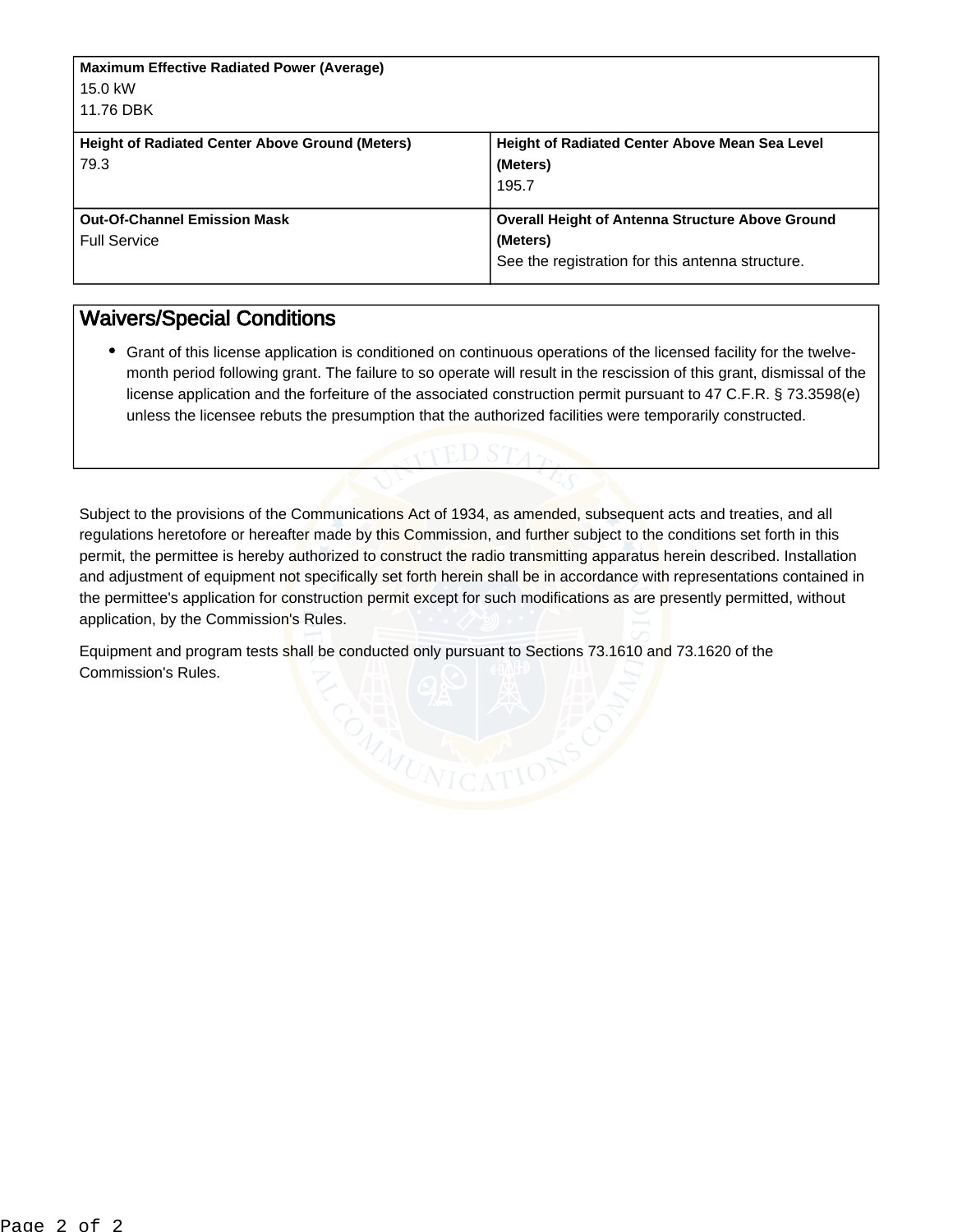| | |
|---|---|
| **Maximum Effective Radiated Power (Average)**<br>15.0 kW<br>11.76 DBK | |
| **Height of Radiated Center Above Ground (Meters)**<br>79.3 | **Height of Radiated Center Above Mean Sea Level (Meters)**<br>195.7 |
| **Out-Of-Channel Emission Mask**<br>Full Service | **Overall Height of Antenna Structure Above Ground (Meters)**<br>See the registration for this antenna structure. |

## Waivers/Special Conditions

- Grant of this license application is conditioned on continuous operations of the licensed facility for the twelve-month period following grant. The failure to so operate will result in the rescission of this grant, dismissal of the license application and the forfeiture of the associated construction permit pursuant to 47 C.F.R. § 73.3598(e) unless the licensee rebuts the presumption that the authorized facilities were temporarily constructed.

Subject to the provisions of the Communications Act of 1934, as amended, subsequent acts and treaties, and all regulations heretofore or hereafter made by this Commission, and further subject to the conditions set forth in this permit, the permittee is hereby authorized to construct the radio transmitting apparatus herein described. Installation and adjustment of equipment not specifically set forth herein shall be in accordance with representations contained in the permittee's application for construction permit except for such modifications as are presently permitted, without application, by the Commission's Rules.

Equipment and program tests shall be conducted only pursuant to Sections 73.1610 and 73.1620 of the Commission's Rules.